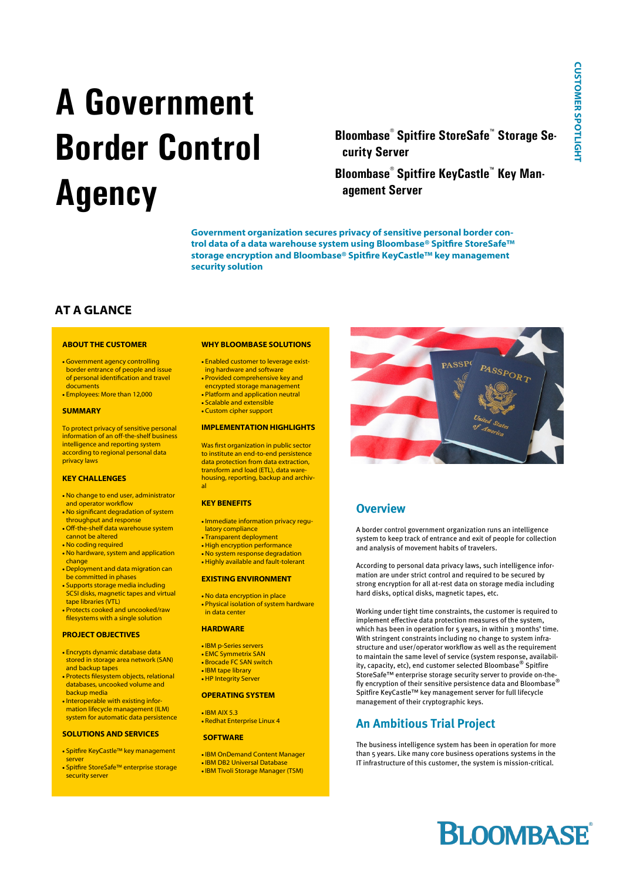# A Government Border Control Agency

**Bloombase® Spitfire StoreSafe™ Storage Security Server**

**Bloombase® Spitfire KeyCastle™ Key Management Server**

**Government organization secures privacy of sensitive personal border control data of a data warehouse system using Bloombase® Spitfire StoreSafe™ storage encryption and Bloombase® Spitfire KeyCastle™ key management security solution**

## AT A GLANCE

### ABOUT THE CUSTOMER

- Government agency controlling border entrance of people and issue of personal identification and travel documents
- Employees: More than 12,000

### SUMMARY

To protect privacy of sensitive personal information of an off-the-shelf business intelligence and reporting system according to regional personal data privacy laws

### KEY CHALLENGES

- No change to end user, administrator and operator workflow
- No significant degradation of system throughput and response
- Off-the-shelf data warehouse system cannot be altered
- No coding required
- No hardware, system and application change
- Deployment and data migration can be committed in phases
- Supports storage media including SCSI disks, magnetic tapes and virtual tape libraries (VTL)
- Protects cooked and uncooked/raw filesystems with a single solution

### PROJECT OBJECTIVES

- Encrypts dynamic database data stored in storage area network (SAN) and backup tapes
- Protects filesystem objects, relational databases, uncooked volume and backup media
- Interoperable with existing information lifecycle management (ILM) system for automatic data persistence

### SOLUTIONS AND SERVICES

- Spitfire KeyCastle™ key management server
- Spitfire StoreSafe™ enterprise storage security server

### WHY BLOOMBASE SOLUTIONS

- Enabled customer to leverage existing hardware and software
- Provided comprehensive key and encrypted storage management
- Platform and application neutral
- Scalable and extensible
- Custom cipher support

### IMPLEMENTATION HIGHLIGHTS

Was first organization in public sector to institute an end-to-end persistence data protection from data extraction, transform and load (ETL), data warehousing, reporting, backup and archival

### KEY BENEFITS

- Immediate information privacy regulatory compliance
- Transparent deployment
- High encryption performance
- No system response degradation
- Highly available and fault-tolerant

### EXISTING ENVIRONMENT

- No data encryption in place
- Physical isolation of system hardware in data center

### HARDWARE

- IBM p-Series servers
- EMC Symmetrix SAN
- Brocade FC SAN switch
- IBM tape library
- HP Integrity Server

### OPERATING SYSTEM

- IBM AIX 5.3
- Redhat Enterprise Linux 4

### SOFTWARE

- IBM OnDemand Content Manager
- IBM DB2 Universal Database
- IBM Tivoli Storage Manager (TSM)

## Overview

A border control government organization runs an intelligence system to keep track of entrance and exit of people for collection and analysis of movement habits of travelers.

According to personal data privacy laws, such intelligence information are under strict control and required to be secured by strong encryption for all at-rest data on storage media including hard disks, optical disks, magnetic tapes, etc.

Working under tight time constraints, the customer is required to implement effective data protection measures of the system, which has been in operation for 5 years, in within 3 months' time. With stringent constraints including no change to system infrastructure and user/operator workflow as well as the requirement to maintain the same level of service (system response, availability, capacity, etc), end customer selected Bloombase® Spitfire StoreSafe™ enterprise storage security server to provide on-the-fly encryption of their sensitive persistence data and Bloombase® Spitfire KeyCastle™ key management server for full lifecycle management of their cryptographic keys.

## An Ambitious Trial Project

The business intelligence system has been in operation for more than 5 years. Like many core business operations systems in the IT infrastructure of this customer, the system is mission-critical.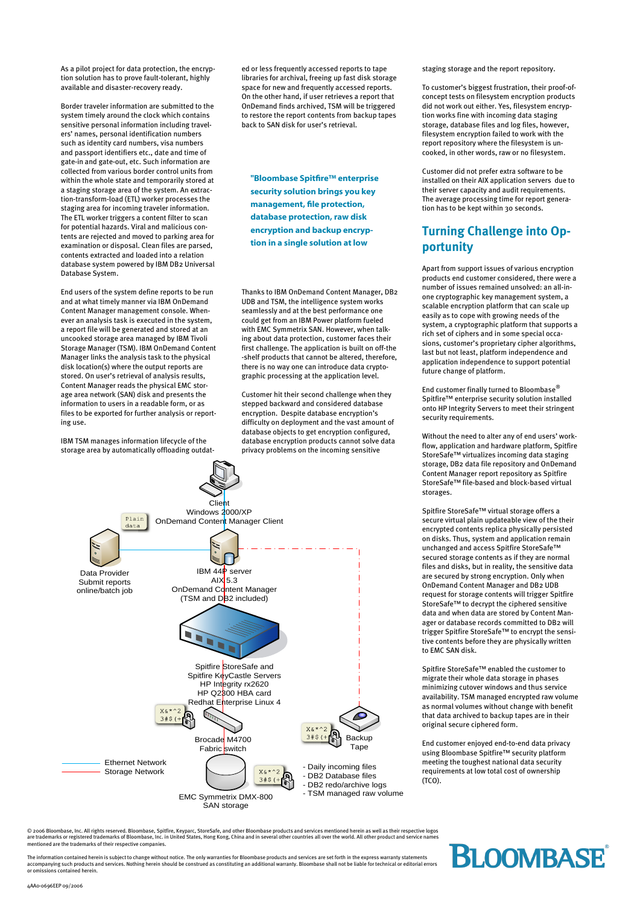As a pilot project for data protection, the encryption solution has to prove fault-tolerant, highly available and disaster-recovery ready.

Border traveler information are submitted to the system timely around the clock which contains sensitive personal information including travelers' names, personal identification numbers such as identity card numbers, visa numbers and passport identifiers etc., date and time of gate-in and gate-out, etc. Such information are collected from various border control units from within the whole state and temporarily stored at a staging storage area of the system. An extraction-transform-load (ETL) worker processes the staging area for incoming traveler information. The ETL worker triggers a content filter to scan for potential hazards. Viral and malicious contents are rejected and moved to parking area for examination or disposal. Clean files are parsed, contents extracted and loaded into a relation database system powered by IBM DB2 Universal Database System.

End users of the system define reports to be run and at what timely manner via IBM OnDemand Content Manager management console. Whenever an analysis task is executed in the system, a report file will be generated and stored at an uncooked storage area managed by IBM Tivoli Storage Manager (TSM). IBM OnDemand Content Manager links the analysis task to the physical disk location(s) where the output reports are stored. On user's retrieval of analysis results, Content Manager reads the physical EMC storage area network (SAN) disk and presents the information to users in a readable form, or as files to be exported for further analysis or reporting use.

IBM TSM manages information lifecycle of the storage area by automatically offloading outdated or less frequently accessed reports to tape libraries for archival, freeing up fast disk storage space for new and frequently accessed reports. On the other hand, if user retrieves a report that OnDemand finds archived, TSM will be triggered to restore the report contents from backup tapes back to SAN disk for user's retrieval.

**"Bloombase Spitfire™ enterprise security solution brings you key management, file protection, database protection, raw disk encryption and backup encryption in a single solution at low**

Thanks to IBM OnDemand Content Manager, DB2 UDB and TSM, the intelligence system works seamlessly and gets the best performance one could get from an IBM Power platform fueled with EMC Symmetrix SAN. However, when talking about data protection, customer faces their first challenge. The application is built on off-the-shelf products that cannot be altered, therefore, there is no way one can introduce data cryptographic processing at the application level.

Customer hit their second challenge when they stepped backward and considered database encryption. Despite database encryption's difficulty on deployment and the vast amount of database objects to get encryption configured, database encryption products cannot solve data privacy problems on the incoming sensitive staging storage and the report repository.

To customer's biggest frustration, their proof-of-concept tests on filesystem encryption products did not work out either. Yes, filesystem encryption works fine with incoming data staging storage, database files and log files, however, filesystem encryption failed to work with the report repository where the filesystem is uncooked, in other words, raw or no filesystem.

Customer did not prefer extra software to be installed on their AIX application servers due to their server capacity and audit requirements. The average processing time for report generation has to be kept within 30 seconds.

## Turning Challenge into Opportunity

Apart from support issues of various encryption products end customer considered, there were a number of issues remained unsolved: an all-in-one cryptographic key management system, a scalable encryption platform that can scale up easily as to cope with growing needs of the system, a cryptographic platform that supports a rich set of ciphers and in some special occasions, customer's proprietary cipher algorithms, last but not least, platform independence and application independence to support potential future change of platform.

End customer finally turned to Bloombase® Spitfire™ enterprise security solution installed onto HP Integrity Servers to meet their stringent security requirements.

Without the need to alter any of end users' workflow, application and hardware platform, Spitfire StoreSafe™ virtualizes incoming data staging storage, DB2 data file repository and OnDemand Content Manager report repository as Spitfire StoreSafe™ file-based and block-based virtual storages.

Spitfire StoreSafe™ virtual storage offers a secure virtual plain updateable view of the their encrypted contents replica physically persisted on disks. Thus, system and application remain unchanged and access Spitfire StoreSafe™ secured storage contents as if they are normal files and disks, but in reality, the sensitive data are secured by strong encryption. Only when OnDemand Content Manager and DB2 UDB request for storage contents will trigger Spitfire StoreSafe™ to decrypt the ciphered sensitive data and when data are stored by Content Manager or database records committed to DB2 will trigger Spitfire StoreSafe™ to encrypt the sensitive contents before they are physically written to EMC SAN disk.

Spitfire StoreSafe™ enabled the customer to migrate their whole data storage in phases minimizing cutover windows and thus service availability. TSM managed encrypted raw volume as normal volumes without change with benefit that data archived to backup tapes are in their original secure ciphered form.

End customer enjoyed end-to-end data privacy using Bloombase Spitfire™ security platform meeting the toughest national data security requirements at low total cost of ownership (TCO).

Client
Windows 2000/XP
OnDemand Content Manager Client

Plain data

Data Provider
Submit reports
online/batch job

IBM 44P server
AIX 5.3
OnDemand Content Manager
(TSM and DB2 included)

Spitfire StoreSafe and
Spitfire KeyCastle Servers
HP Integrity rx2620
HP Q2300 HBA card
Redhat Enterprise Linux 4

X&*^2
3#$(+

Brocade M4700
Fabric switch

Backup
Tape

Ethernet Network
Storage Network

EMC Symmetrix DMX-800
SAN storage

- Daily incoming files
- DB2 Database files
- DB2 redo/archive logs
- TSM managed raw volume

© 2006 Bloombase, Inc. All rights reserved. Bloombase, Spitfire, Keyparc, StoreSafe, and other Bloombase products and services mentioned herein as well as their respective logos are trademarks or registered trademarks of Bloombase, Inc. in United States, Hong Kong, China and in several other countries all over the world. All other product and service names mentioned are the trademarks of their respective companies.

The information contained herein is subject to change without notice. The only warranties for Bloombase products and services are set forth in the express warranty statements accompanying such products and services. Nothing herein should be construed as constituting an additional warranty. Bloombase shall not be liable for technical or editorial errors or omissions contained herein.

BLOOMBASE®

4AA0-0696EEP 09/2006